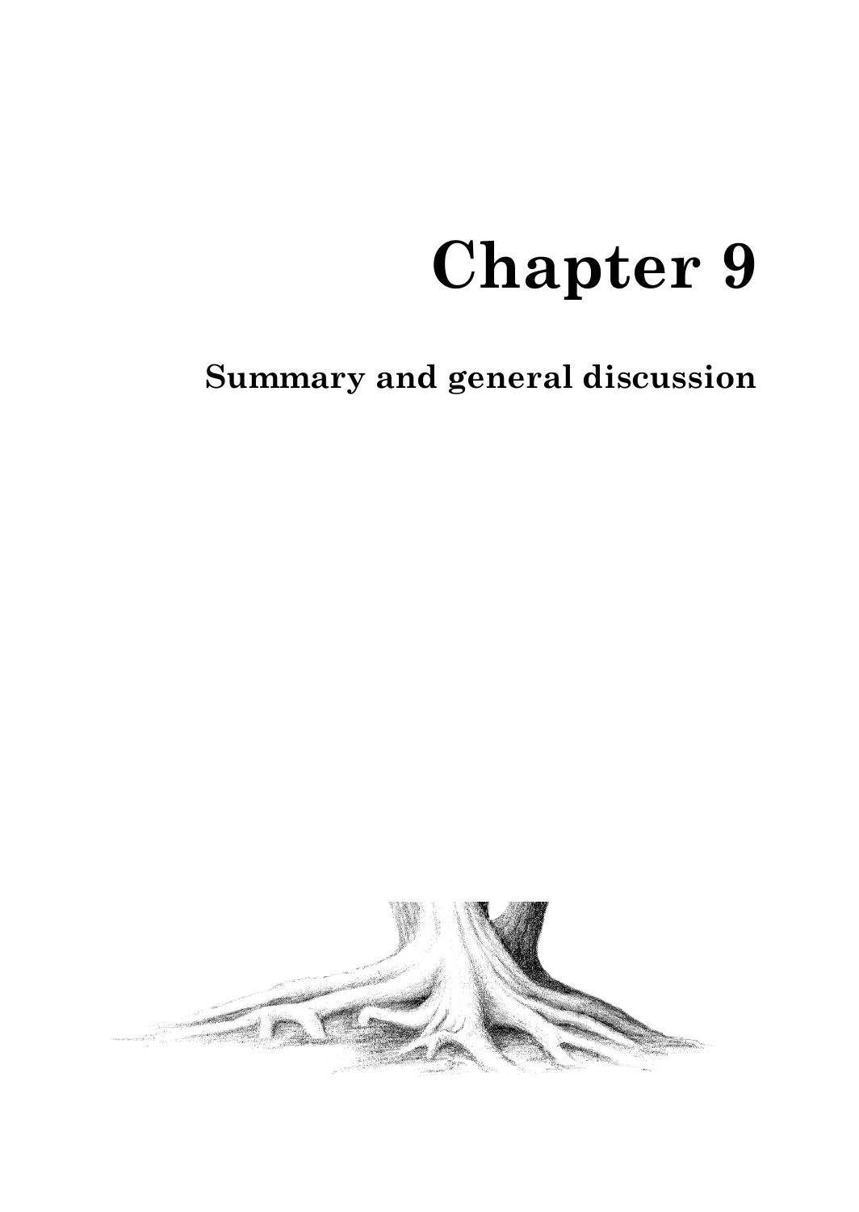# Chapter 9

## Summary and general discussion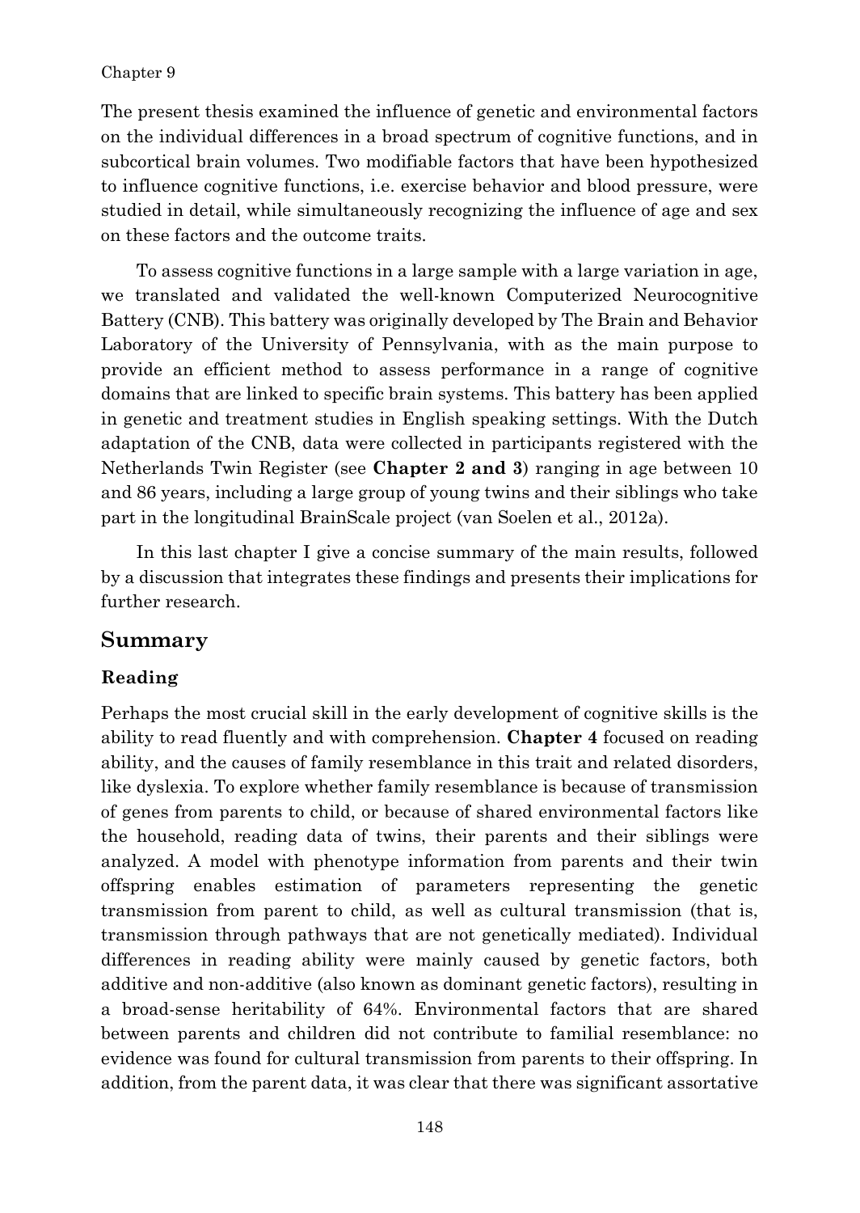The present thesis examined the influence of genetic and environmental factors on the individual differences in a broad spectrum of cognitive functions, and in subcortical brain volumes. Two modifiable factors that have been hypothesized to influence cognitive functions, i.e. exercise behavior and blood pressure, were studied in detail, while simultaneously recognizing the influence of age and sex on these factors and the outcome traits.

To assess cognitive functions in a large sample with a large variation in age, we translated and validated the well-known Computerized Neurocognitive Battery (CNB). This battery was originally developed by The Brain and Behavior Laboratory of the University of Pennsylvania, with as the main purpose to provide an efficient method to assess performance in a range of cognitive domains that are linked to specific brain systems. This battery has been applied in genetic and treatment studies in English speaking settings. With the Dutch adaptation of the CNB, data were collected in participants registered with the Netherlands Twin Register (see **Chapter 2 and 3**) ranging in age between 10 and 86 years, including a large group of young twins and their siblings who take part in the longitudinal BrainScale project (van Soelen et al., 2012a).

In this last chapter I give a concise summary of the main results, followed by a discussion that integrates these findings and presents their implications for further research.

## Summary

### Reading

Perhaps the most crucial skill in the early development of cognitive skills is the ability to read fluently and with comprehension. **Chapter 4** focused on reading ability, and the causes of family resemblance in this trait and related disorders, like dyslexia. To explore whether family resemblance is because of transmission of genes from parents to child, or because of shared environmental factors like the household, reading data of twins, their parents and their siblings were analyzed. A model with phenotype information from parents and their twin offspring enables estimation of parameters representing the genetic transmission from parent to child, as well as cultural transmission (that is, transmission through pathways that are not genetically mediated). Individual differences in reading ability were mainly caused by genetic factors, both additive and non-additive (also known as dominant genetic factors), resulting in a broad-sense heritability of 64%. Environmental factors that are shared between parents and children did not contribute to familial resemblance: no evidence was found for cultural transmission from parents to their offspring. In addition, from the parent data, it was clear that there was significant assortative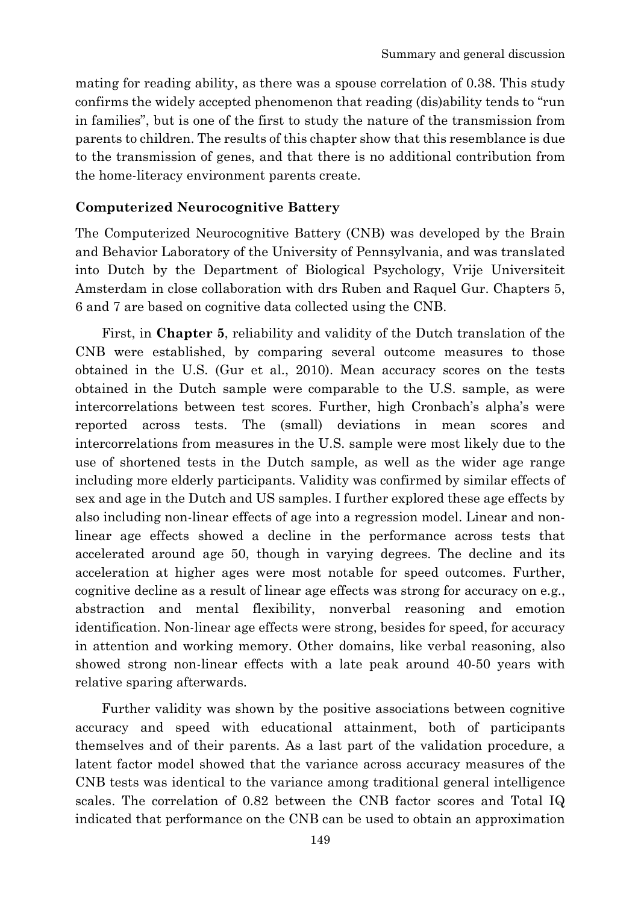mating for reading ability, as there was a spouse correlation of 0.38. This study confirms the widely accepted phenomenon that reading (dis)ability tends to "run in families", but is one of the first to study the nature of the transmission from parents to children. The results of this chapter show that this resemblance is due to the transmission of genes, and that there is no additional contribution from the home-literacy environment parents create.

**Computerized Neurocognitive Battery**

The Computerized Neurocognitive Battery (CNB) was developed by the Brain and Behavior Laboratory of the University of Pennsylvania, and was translated into Dutch by the Department of Biological Psychology, Vrije Universiteit Amsterdam in close collaboration with drs Ruben and Raquel Gur. Chapters 5, 6 and 7 are based on cognitive data collected using the CNB.

First, in **Chapter 5**, reliability and validity of the Dutch translation of the CNB were established, by comparing several outcome measures to those obtained in the U.S. (Gur et al., 2010). Mean accuracy scores on the tests obtained in the Dutch sample were comparable to the U.S. sample, as were intercorrelations between test scores. Further, high Cronbach's alpha's were reported across tests. The (small) deviations in mean scores and intercorrelations from measures in the U.S. sample were most likely due to the use of shortened tests in the Dutch sample, as well as the wider age range including more elderly participants. Validity was confirmed by similar effects of sex and age in the Dutch and US samples. I further explored these age effects by also including non-linear effects of age into a regression model. Linear and non-linear age effects showed a decline in the performance across tests that accelerated around age 50, though in varying degrees. The decline and its acceleration at higher ages were most notable for speed outcomes. Further, cognitive decline as a result of linear age effects was strong for accuracy on e.g., abstraction and mental flexibility, nonverbal reasoning and emotion identification. Non-linear age effects were strong, besides for speed, for accuracy in attention and working memory. Other domains, like verbal reasoning, also showed strong non-linear effects with a late peak around 40-50 years with relative sparing afterwards.

Further validity was shown by the positive associations between cognitive accuracy and speed with educational attainment, both of participants themselves and of their parents. As a last part of the validation procedure, a latent factor model showed that the variance across accuracy measures of the CNB tests was identical to the variance among traditional general intelligence scales. The correlation of 0.82 between the CNB factor scores and Total IQ indicated that performance on the CNB can be used to obtain an approximation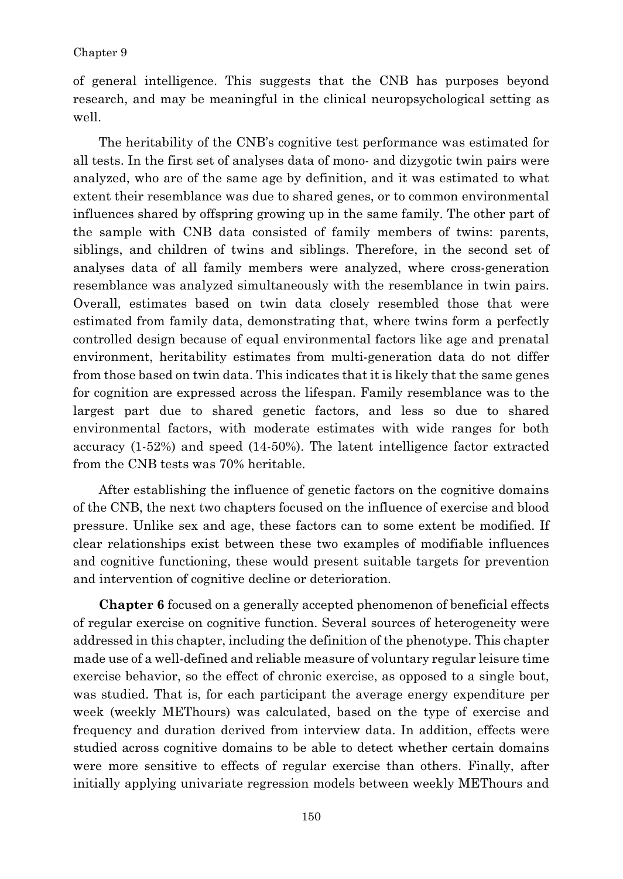of general intelligence. This suggests that the CNB has purposes beyond research, and may be meaningful in the clinical neuropsychological setting as well.

The heritability of the CNB's cognitive test performance was estimated for all tests. In the first set of analyses data of mono- and dizygotic twin pairs were analyzed, who are of the same age by definition, and it was estimated to what extent their resemblance was due to shared genes, or to common environmental influences shared by offspring growing up in the same family. The other part of the sample with CNB data consisted of family members of twins: parents, siblings, and children of twins and siblings. Therefore, in the second set of analyses data of all family members were analyzed, where cross-generation resemblance was analyzed simultaneously with the resemblance in twin pairs. Overall, estimates based on twin data closely resembled those that were estimated from family data, demonstrating that, where twins form a perfectly controlled design because of equal environmental factors like age and prenatal environment, heritability estimates from multi-generation data do not differ from those based on twin data. This indicates that it is likely that the same genes for cognition are expressed across the lifespan. Family resemblance was to the largest part due to shared genetic factors, and less so due to shared environmental factors, with moderate estimates with wide ranges for both accuracy (1-52%) and speed (14-50%). The latent intelligence factor extracted from the CNB tests was 70% heritable.

After establishing the influence of genetic factors on the cognitive domains of the CNB, the next two chapters focused on the influence of exercise and blood pressure. Unlike sex and age, these factors can to some extent be modified. If clear relationships exist between these two examples of modifiable influences and cognitive functioning, these would present suitable targets for prevention and intervention of cognitive decline or deterioration.

**Chapter 6** focused on a generally accepted phenomenon of beneficial effects of regular exercise on cognitive function. Several sources of heterogeneity were addressed in this chapter, including the definition of the phenotype. This chapter made use of a well-defined and reliable measure of voluntary regular leisure time exercise behavior, so the effect of chronic exercise, as opposed to a single bout, was studied. That is, for each participant the average energy expenditure per week (weekly METhours) was calculated, based on the type of exercise and frequency and duration derived from interview data. In addition, effects were studied across cognitive domains to be able to detect whether certain domains were more sensitive to effects of regular exercise than others. Finally, after initially applying univariate regression models between weekly METhours and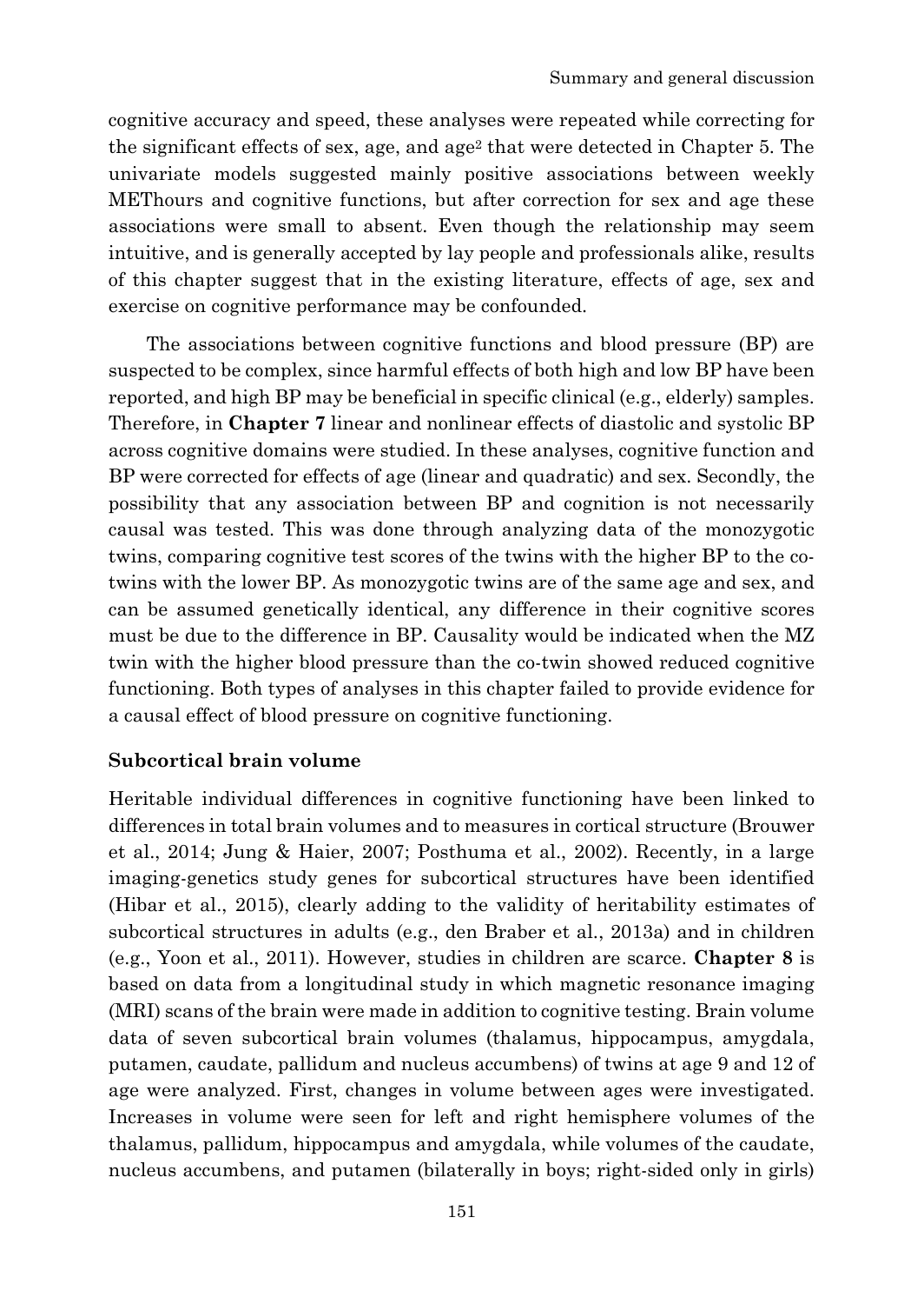cognitive accuracy and speed, these analyses were repeated while correcting for the significant effects of sex, age, and age$^2$ that were detected in Chapter 5. The univariate models suggested mainly positive associations between weekly METhours and cognitive functions, but after correction for sex and age these associations were small to absent. Even though the relationship may seem intuitive, and is generally accepted by lay people and professionals alike, results of this chapter suggest that in the existing literature, effects of age, sex and exercise on cognitive performance may be confounded.

The associations between cognitive functions and blood pressure (BP) are suspected to be complex, since harmful effects of both high and low BP have been reported, and high BP may be beneficial in specific clinical (e.g., elderly) samples. Therefore, in **Chapter 7** linear and nonlinear effects of diastolic and systolic BP across cognitive domains were studied. In these analyses, cognitive function and BP were corrected for effects of age (linear and quadratic) and sex. Secondly, the possibility that any association between BP and cognition is not necessarily causal was tested. This was done through analyzing data of the monozygotic twins, comparing cognitive test scores of the twins with the higher BP to the co-twins with the lower BP. As monozygotic twins are of the same age and sex, and can be assumed genetically identical, any difference in their cognitive scores must be due to the difference in BP. Causality would be indicated when the MZ twin with the higher blood pressure than the co-twin showed reduced cognitive functioning. Both types of analyses in this chapter failed to provide evidence for a causal effect of blood pressure on cognitive functioning.

### Subcortical brain volume

Heritable individual differences in cognitive functioning have been linked to differences in total brain volumes and to measures in cortical structure (Brouwer et al., 2014; Jung & Haier, 2007; Posthuma et al., 2002). Recently, in a large imaging-genetics study genes for subcortical structures have been identified (Hibar et al., 2015), clearly adding to the validity of heritability estimates of subcortical structures in adults (e.g., den Braber et al., 2013a) and in children (e.g., Yoon et al., 2011). However, studies in children are scarce. **Chapter 8** is based on data from a longitudinal study in which magnetic resonance imaging (MRI) scans of the brain were made in addition to cognitive testing. Brain volume data of seven subcortical brain volumes (thalamus, hippocampus, amygdala, putamen, caudate, pallidum and nucleus accumbens) of twins at age 9 and 12 of age were analyzed. First, changes in volume between ages were investigated. Increases in volume were seen for left and right hemisphere volumes of the thalamus, pallidum, hippocampus and amygdala, while volumes of the caudate, nucleus accumbens, and putamen (bilaterally in boys; right-sided only in girls)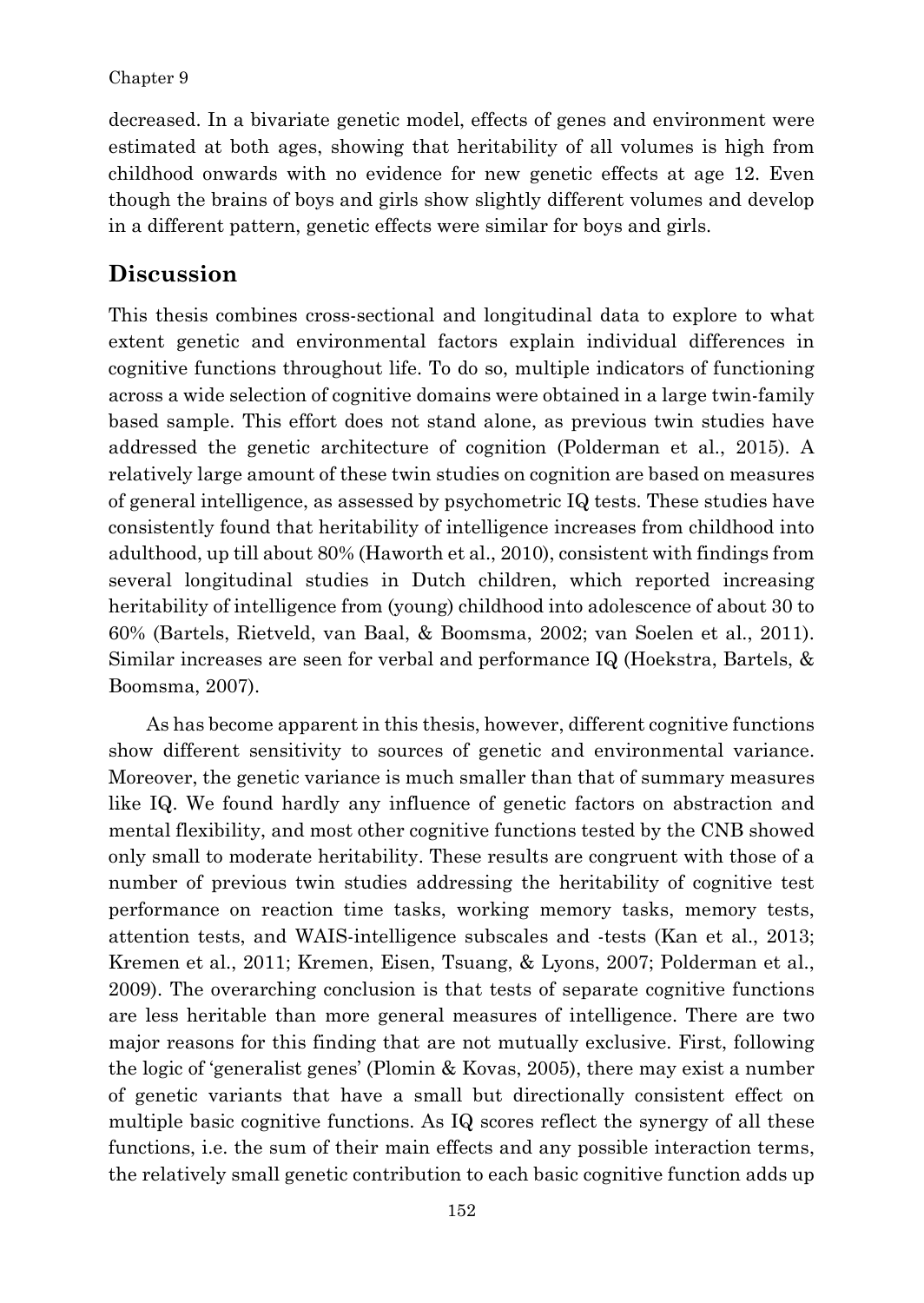decreased. In a bivariate genetic model, effects of genes and environment were estimated at both ages, showing that heritability of all volumes is high from childhood onwards with no evidence for new genetic effects at age 12. Even though the brains of boys and girls show slightly different volumes and develop in a different pattern, genetic effects were similar for boys and girls.

## Discussion

This thesis combines cross-sectional and longitudinal data to explore to what extent genetic and environmental factors explain individual differences in cognitive functions throughout life. To do so, multiple indicators of functioning across a wide selection of cognitive domains were obtained in a large twin-family based sample. This effort does not stand alone, as previous twin studies have addressed the genetic architecture of cognition (Polderman et al., 2015). A relatively large amount of these twin studies on cognition are based on measures of general intelligence, as assessed by psychometric IQ tests. These studies have consistently found that heritability of intelligence increases from childhood into adulthood, up till about 80% (Haworth et al., 2010), consistent with findings from several longitudinal studies in Dutch children, which reported increasing heritability of intelligence from (young) childhood into adolescence of about 30 to 60% (Bartels, Rietveld, van Baal, & Boomsma, 2002; van Soelen et al., 2011). Similar increases are seen for verbal and performance IQ (Hoekstra, Bartels, & Boomsma, 2007).

As has become apparent in this thesis, however, different cognitive functions show different sensitivity to sources of genetic and environmental variance. Moreover, the genetic variance is much smaller than that of summary measures like IQ. We found hardly any influence of genetic factors on abstraction and mental flexibility, and most other cognitive functions tested by the CNB showed only small to moderate heritability. These results are congruent with those of a number of previous twin studies addressing the heritability of cognitive test performance on reaction time tasks, working memory tasks, memory tests, attention tests, and WAIS-intelligence subscales and -tests (Kan et al., 2013; Kremen et al., 2011; Kremen, Eisen, Tsuang, & Lyons, 2007; Polderman et al., 2009). The overarching conclusion is that tests of separate cognitive functions are less heritable than more general measures of intelligence. There are two major reasons for this finding that are not mutually exclusive. First, following the logic of 'generalist genes' (Plomin & Kovas, 2005), there may exist a number of genetic variants that have a small but directionally consistent effect on multiple basic cognitive functions. As IQ scores reflect the synergy of all these functions, i.e. the sum of their main effects and any possible interaction terms, the relatively small genetic contribution to each basic cognitive function adds up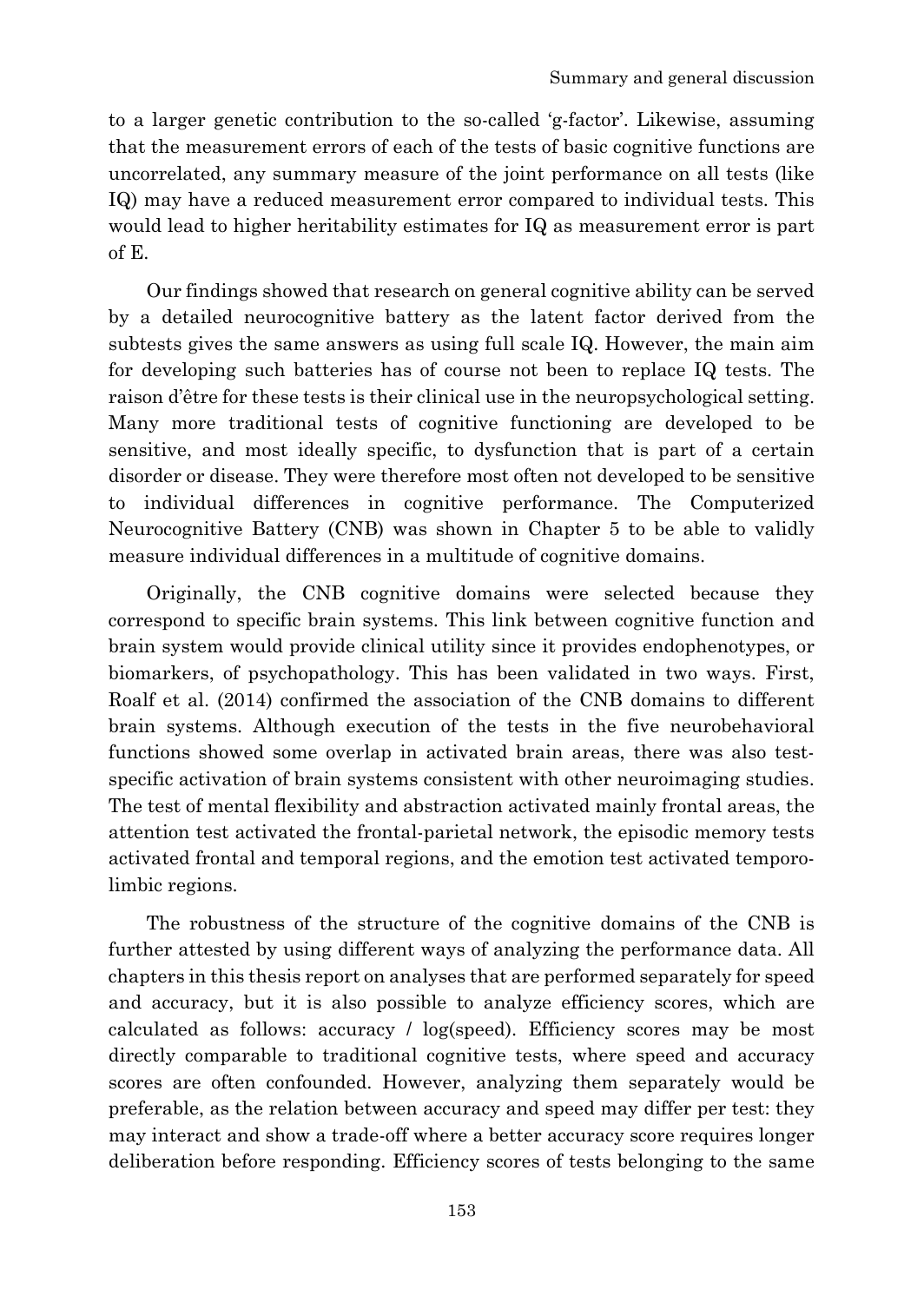to a larger genetic contribution to the so-called 'g-factor'. Likewise, assuming that the measurement errors of each of the tests of basic cognitive functions are uncorrelated, any summary measure of the joint performance on all tests (like IQ) may have a reduced measurement error compared to individual tests. This would lead to higher heritability estimates for IQ as measurement error is part of E.

Our findings showed that research on general cognitive ability can be served by a detailed neurocognitive battery as the latent factor derived from the subtests gives the same answers as using full scale IQ. However, the main aim for developing such batteries has of course not been to replace IQ tests. The raison d'être for these tests is their clinical use in the neuropsychological setting. Many more traditional tests of cognitive functioning are developed to be sensitive, and most ideally specific, to dysfunction that is part of a certain disorder or disease. They were therefore most often not developed to be sensitive to individual differences in cognitive performance. The Computerized Neurocognitive Battery (CNB) was shown in Chapter 5 to be able to validly measure individual differences in a multitude of cognitive domains.

Originally, the CNB cognitive domains were selected because they correspond to specific brain systems. This link between cognitive function and brain system would provide clinical utility since it provides endophenotypes, or biomarkers, of psychopathology. This has been validated in two ways. First, Roalf et al. (2014) confirmed the association of the CNB domains to different brain systems. Although execution of the tests in the five neurobehavioral functions showed some overlap in activated brain areas, there was also test-specific activation of brain systems consistent with other neuroimaging studies. The test of mental flexibility and abstraction activated mainly frontal areas, the attention test activated the frontal-parietal network, the episodic memory tests activated frontal and temporal regions, and the emotion test activated temporo-limbic regions.

The robustness of the structure of the cognitive domains of the CNB is further attested by using different ways of analyzing the performance data. All chapters in this thesis report on analyses that are performed separately for speed and accuracy, but it is also possible to analyze efficiency scores, which are calculated as follows: accuracy / log(speed). Efficiency scores may be most directly comparable to traditional cognitive tests, where speed and accuracy scores are often confounded. However, analyzing them separately would be preferable, as the relation between accuracy and speed may differ per test: they may interact and show a trade-off where a better accuracy score requires longer deliberation before responding. Efficiency scores of tests belonging to the same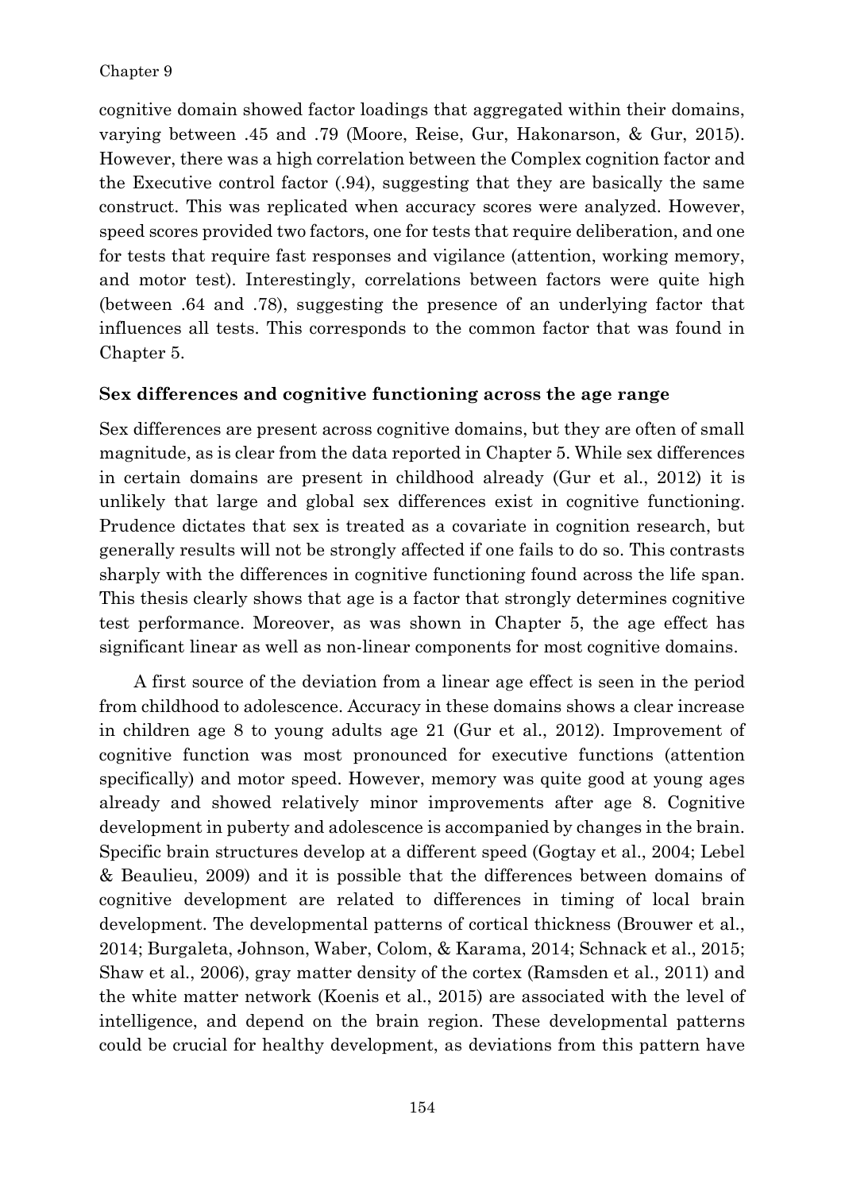cognitive domain showed factor loadings that aggregated within their domains, varying between .45 and .79 (Moore, Reise, Gur, Hakonarson, & Gur, 2015). However, there was a high correlation between the Complex cognition factor and the Executive control factor (.94), suggesting that they are basically the same construct. This was replicated when accuracy scores were analyzed. However, speed scores provided two factors, one for tests that require deliberation, and one for tests that require fast responses and vigilance (attention, working memory, and motor test). Interestingly, correlations between factors were quite high (between .64 and .78), suggesting the presence of an underlying factor that influences all tests. This corresponds to the common factor that was found in Chapter 5.

### Sex differences and cognitive functioning across the age range

Sex differences are present across cognitive domains, but they are often of small magnitude, as is clear from the data reported in Chapter 5. While sex differences in certain domains are present in childhood already (Gur et al., 2012) it is unlikely that large and global sex differences exist in cognitive functioning. Prudence dictates that sex is treated as a covariate in cognition research, but generally results will not be strongly affected if one fails to do so. This contrasts sharply with the differences in cognitive functioning found across the life span. This thesis clearly shows that age is a factor that strongly determines cognitive test performance. Moreover, as was shown in Chapter 5, the age effect has significant linear as well as non-linear components for most cognitive domains.

A first source of the deviation from a linear age effect is seen in the period from childhood to adolescence. Accuracy in these domains shows a clear increase in children age 8 to young adults age 21 (Gur et al., 2012). Improvement of cognitive function was most pronounced for executive functions (attention specifically) and motor speed. However, memory was quite good at young ages already and showed relatively minor improvements after age 8. Cognitive development in puberty and adolescence is accompanied by changes in the brain. Specific brain structures develop at a different speed (Gogtay et al., 2004; Lebel & Beaulieu, 2009) and it is possible that the differences between domains of cognitive development are related to differences in timing of local brain development. The developmental patterns of cortical thickness (Brouwer et al., 2014; Burgaleta, Johnson, Waber, Colom, & Karama, 2014; Schnack et al., 2015; Shaw et al., 2006), gray matter density of the cortex (Ramsden et al., 2011) and the white matter network (Koenis et al., 2015) are associated with the level of intelligence, and depend on the brain region. These developmental patterns could be crucial for healthy development, as deviations from this pattern have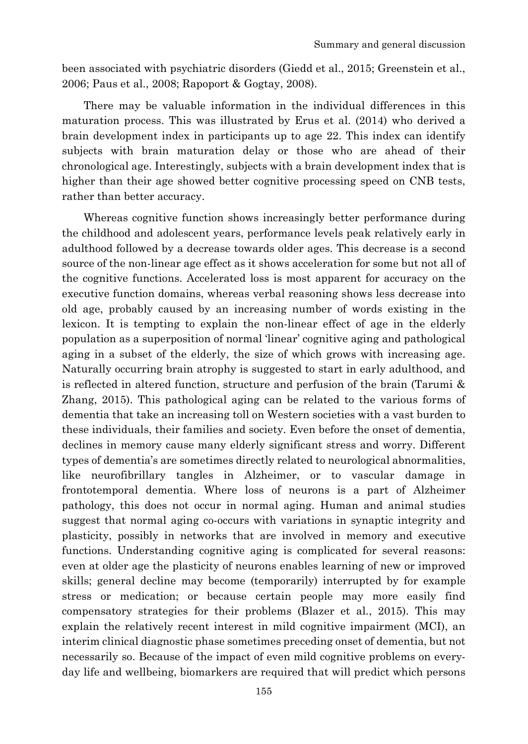been associated with psychiatric disorders (Giedd et al., 2015; Greenstein et al., 2006; Paus et al., 2008; Rapoport & Gogtay, 2008).

There may be valuable information in the individual differences in this maturation process. This was illustrated by Erus et al. (2014) who derived a brain development index in participants up to age 22. This index can identify subjects with brain maturation delay or those who are ahead of their chronological age. Interestingly, subjects with a brain development index that is higher than their age showed better cognitive processing speed on CNB tests, rather than better accuracy.

Whereas cognitive function shows increasingly better performance during the childhood and adolescent years, performance levels peak relatively early in adulthood followed by a decrease towards older ages. This decrease is a second source of the non-linear age effect as it shows acceleration for some but not all of the cognitive functions. Accelerated loss is most apparent for accuracy on the executive function domains, whereas verbal reasoning shows less decrease into old age, probably caused by an increasing number of words existing in the lexicon. It is tempting to explain the non-linear effect of age in the elderly population as a superposition of normal 'linear' cognitive aging and pathological aging in a subset of the elderly, the size of which grows with increasing age. Naturally occurring brain atrophy is suggested to start in early adulthood, and is reflected in altered function, structure and perfusion of the brain (Tarumi & Zhang, 2015). This pathological aging can be related to the various forms of dementia that take an increasing toll on Western societies with a vast burden to these individuals, their families and society. Even before the onset of dementia, declines in memory cause many elderly significant stress and worry. Different types of dementia's are sometimes directly related to neurological abnormalities, like neurofibrillary tangles in Alzheimer, or to vascular damage in frontotemporal dementia. Where loss of neurons is a part of Alzheimer pathology, this does not occur in normal aging. Human and animal studies suggest that normal aging co-occurs with variations in synaptic integrity and plasticity, possibly in networks that are involved in memory and executive functions. Understanding cognitive aging is complicated for several reasons: even at older age the plasticity of neurons enables learning of new or improved skills; general decline may become (temporarily) interrupted by for example stress or medication; or because certain people may more easily find compensatory strategies for their problems (Blazer et al., 2015). This may explain the relatively recent interest in mild cognitive impairment (MCI), an interim clinical diagnostic phase sometimes preceding onset of dementia, but not necessarily so. Because of the impact of even mild cognitive problems on every-day life and wellbeing, biomarkers are required that will predict which persons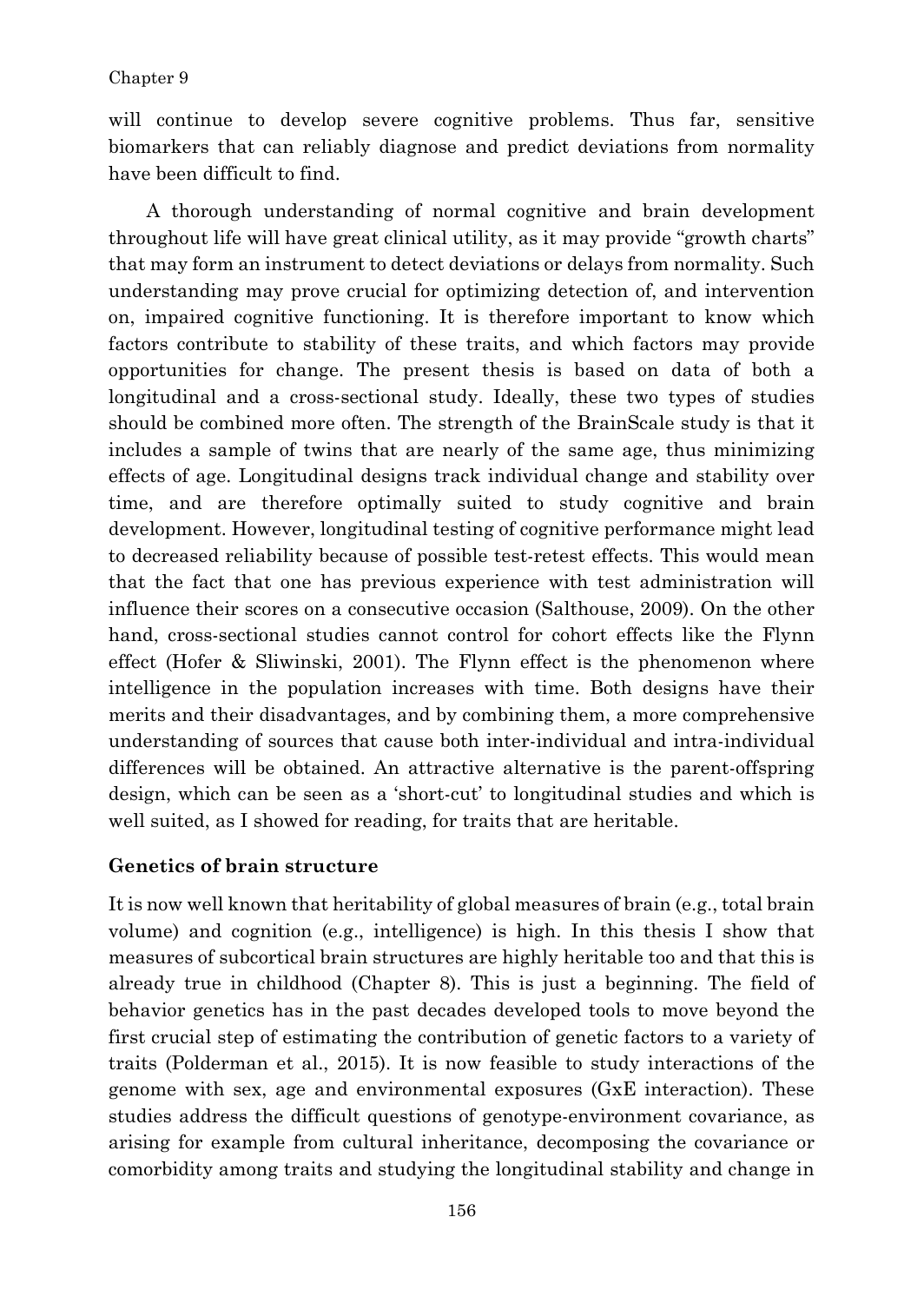will continue to develop severe cognitive problems. Thus far, sensitive biomarkers that can reliably diagnose and predict deviations from normality have been difficult to find.

A thorough understanding of normal cognitive and brain development throughout life will have great clinical utility, as it may provide "growth charts" that may form an instrument to detect deviations or delays from normality. Such understanding may prove crucial for optimizing detection of, and intervention on, impaired cognitive functioning. It is therefore important to know which factors contribute to stability of these traits, and which factors may provide opportunities for change. The present thesis is based on data of both a longitudinal and a cross-sectional study. Ideally, these two types of studies should be combined more often. The strength of the BrainScale study is that it includes a sample of twins that are nearly of the same age, thus minimizing effects of age. Longitudinal designs track individual change and stability over time, and are therefore optimally suited to study cognitive and brain development. However, longitudinal testing of cognitive performance might lead to decreased reliability because of possible test-retest effects. This would mean that the fact that one has previous experience with test administration will influence their scores on a consecutive occasion (Salthouse, 2009). On the other hand, cross-sectional studies cannot control for cohort effects like the Flynn effect (Hofer & Sliwinski, 2001). The Flynn effect is the phenomenon where intelligence in the population increases with time. Both designs have their merits and their disadvantages, and by combining them, a more comprehensive understanding of sources that cause both inter-individual and intra-individual differences will be obtained. An attractive alternative is the parent-offspring design, which can be seen as a 'short-cut' to longitudinal studies and which is well suited, as I showed for reading, for traits that are heritable.

## Genetics of brain structure

It is now well known that heritability of global measures of brain (e.g., total brain volume) and cognition (e.g., intelligence) is high. In this thesis I show that measures of subcortical brain structures are highly heritable too and that this is already true in childhood (Chapter 8). This is just a beginning. The field of behavior genetics has in the past decades developed tools to move beyond the first crucial step of estimating the contribution of genetic factors to a variety of traits (Polderman et al., 2015). It is now feasible to study interactions of the genome with sex, age and environmental exposures (GxE interaction). These studies address the difficult questions of genotype-environment covariance, as arising for example from cultural inheritance, decomposing the covariance or comorbidity among traits and studying the longitudinal stability and change in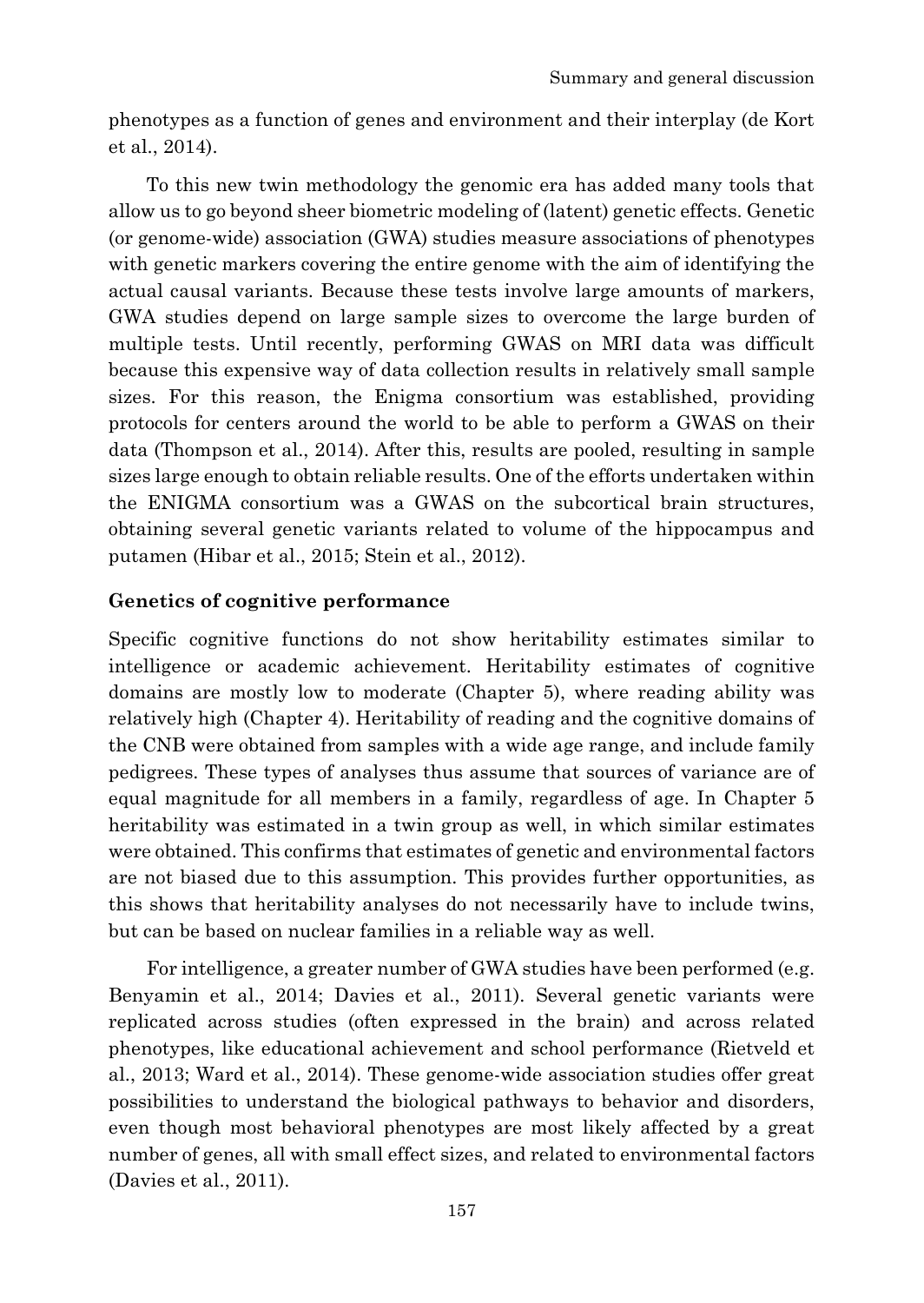phenotypes as a function of genes and environment and their interplay (de Kort et al., 2014).

To this new twin methodology the genomic era has added many tools that allow us to go beyond sheer biometric modeling of (latent) genetic effects. Genetic (or genome-wide) association (GWA) studies measure associations of phenotypes with genetic markers covering the entire genome with the aim of identifying the actual causal variants. Because these tests involve large amounts of markers, GWA studies depend on large sample sizes to overcome the large burden of multiple tests. Until recently, performing GWAS on MRI data was difficult because this expensive way of data collection results in relatively small sample sizes. For this reason, the Enigma consortium was established, providing protocols for centers around the world to be able to perform a GWAS on their data (Thompson et al., 2014). After this, results are pooled, resulting in sample sizes large enough to obtain reliable results. One of the efforts undertaken within the ENIGMA consortium was a GWAS on the subcortical brain structures, obtaining several genetic variants related to volume of the hippocampus and putamen (Hibar et al., 2015; Stein et al., 2012).

**Genetics of cognitive performance**

Specific cognitive functions do not show heritability estimates similar to intelligence or academic achievement. Heritability estimates of cognitive domains are mostly low to moderate (Chapter 5), where reading ability was relatively high (Chapter 4). Heritability of reading and the cognitive domains of the CNB were obtained from samples with a wide age range, and include family pedigrees. These types of analyses thus assume that sources of variance are of equal magnitude for all members in a family, regardless of age. In Chapter 5 heritability was estimated in a twin group as well, in which similar estimates were obtained. This confirms that estimates of genetic and environmental factors are not biased due to this assumption. This provides further opportunities, as this shows that heritability analyses do not necessarily have to include twins, but can be based on nuclear families in a reliable way as well.

For intelligence, a greater number of GWA studies have been performed (e.g. Benyamin et al., 2014; Davies et al., 2011). Several genetic variants were replicated across studies (often expressed in the brain) and across related phenotypes, like educational achievement and school performance (Rietveld et al., 2013; Ward et al., 2014). These genome-wide association studies offer great possibilities to understand the biological pathways to behavior and disorders, even though most behavioral phenotypes are most likely affected by a great number of genes, all with small effect sizes, and related to environmental factors (Davies et al., 2011).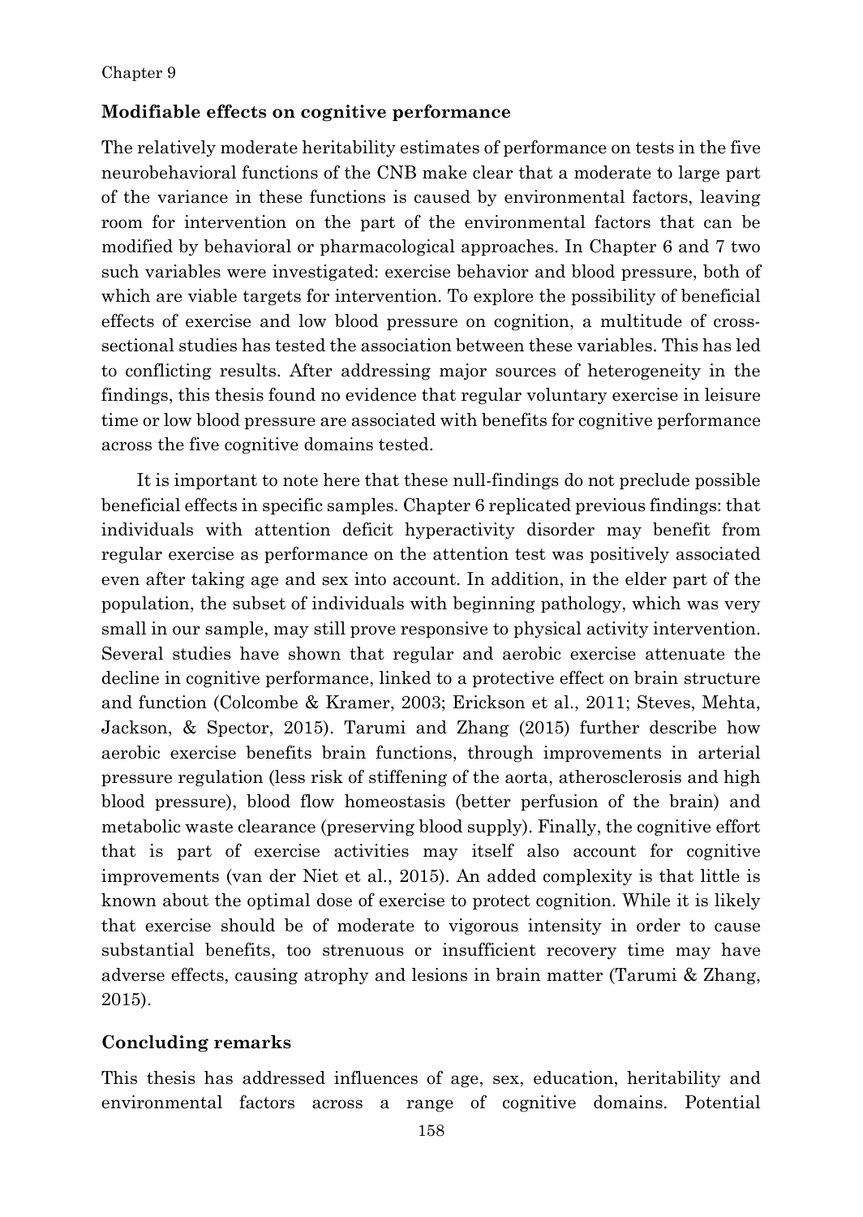## Modifiable effects on cognitive performance

The relatively moderate heritability estimates of performance on tests in the five neurobehavioral functions of the CNB make clear that a moderate to large part of the variance in these functions is caused by environmental factors, leaving room for intervention on the part of the environmental factors that can be modified by behavioral or pharmacological approaches. In Chapter 6 and 7 two such variables were investigated: exercise behavior and blood pressure, both of which are viable targets for intervention. To explore the possibility of beneficial effects of exercise and low blood pressure on cognition, a multitude of cross-sectional studies has tested the association between these variables. This has led to conflicting results. After addressing major sources of heterogeneity in the findings, this thesis found no evidence that regular voluntary exercise in leisure time or low blood pressure are associated with benefits for cognitive performance across the five cognitive domains tested.

It is important to note here that these null-findings do not preclude possible beneficial effects in specific samples. Chapter 6 replicated previous findings: that individuals with attention deficit hyperactivity disorder may benefit from regular exercise as performance on the attention test was positively associated even after taking age and sex into account. In addition, in the elder part of the population, the subset of individuals with beginning pathology, which was very small in our sample, may still prove responsive to physical activity intervention. Several studies have shown that regular and aerobic exercise attenuate the decline in cognitive performance, linked to a protective effect on brain structure and function (Colcombe & Kramer, 2003; Erickson et al., 2011; Steves, Mehta, Jackson, & Spector, 2015). Tarumi and Zhang (2015) further describe how aerobic exercise benefits brain functions, through improvements in arterial pressure regulation (less risk of stiffening of the aorta, atherosclerosis and high blood pressure), blood flow homeostasis (better perfusion of the brain) and metabolic waste clearance (preserving blood supply). Finally, the cognitive effort that is part of exercise activities may itself also account for cognitive improvements (van der Niet et al., 2015). An added complexity is that little is known about the optimal dose of exercise to protect cognition. While it is likely that exercise should be of moderate to vigorous intensity in order to cause substantial benefits, too strenuous or insufficient recovery time may have adverse effects, causing atrophy and lesions in brain matter (Tarumi & Zhang, 2015).

## Concluding remarks

This thesis has addressed influences of age, sex, education, heritability and environmental factors across a range of cognitive domains. Potential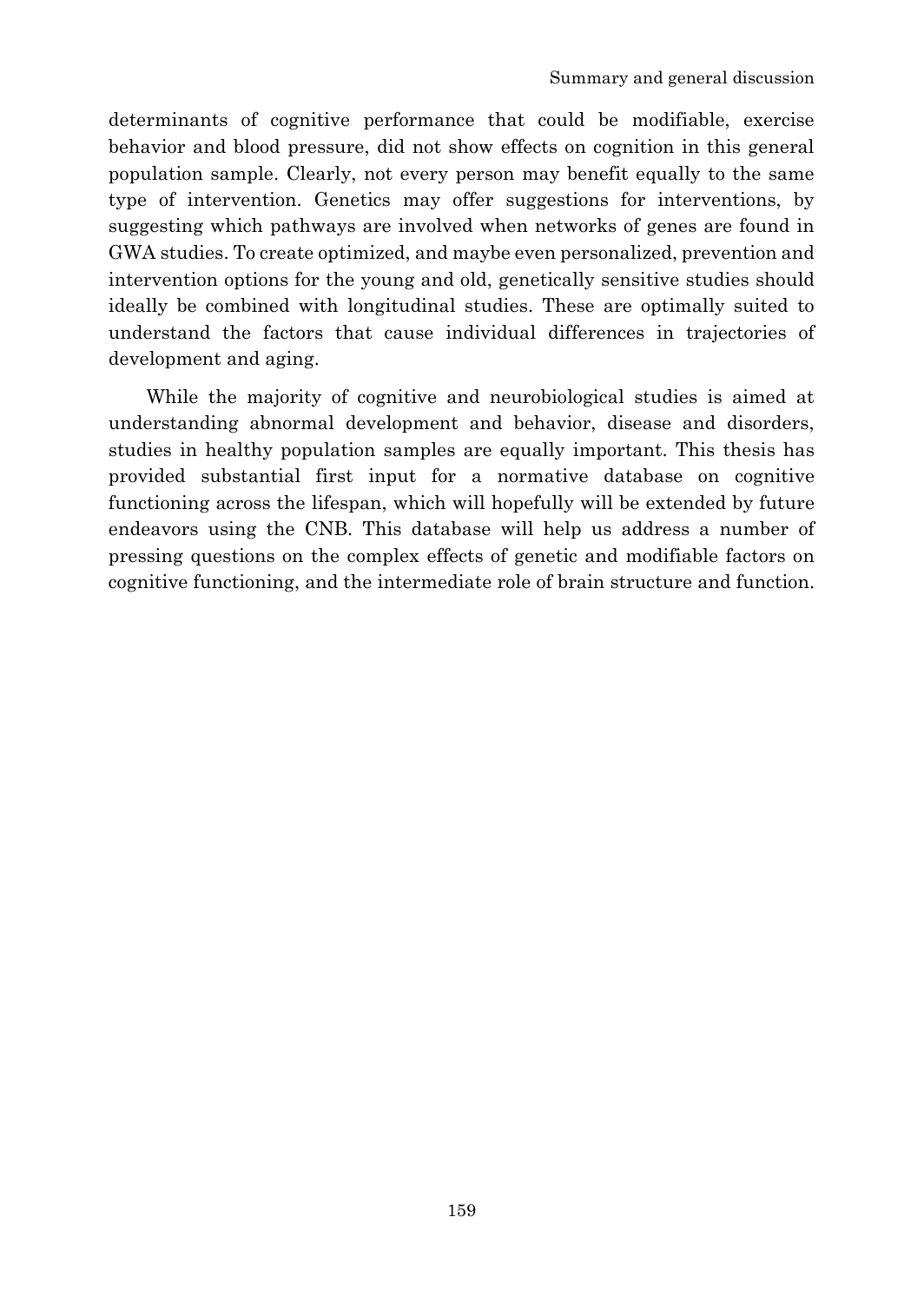determinants of cognitive performance that could be modifiable, exercise behavior and blood pressure, did not show effects on cognition in this general population sample. Clearly, not every person may benefit equally to the same type of intervention. Genetics may offer suggestions for interventions, by suggesting which pathways are involved when networks of genes are found in GWA studies. To create optimized, and maybe even personalized, prevention and intervention options for the young and old, genetically sensitive studies should ideally be combined with longitudinal studies. These are optimally suited to understand the factors that cause individual differences in trajectories of development and aging.

While the majority of cognitive and neurobiological studies is aimed at understanding abnormal development and behavior, disease and disorders, studies in healthy population samples are equally important. This thesis has provided substantial first input for a normative database on cognitive functioning across the lifespan, which will hopefully will be extended by future endeavors using the CNB. This database will help us address a number of pressing questions on the complex effects of genetic and modifiable factors on cognitive functioning, and the intermediate role of brain structure and function.